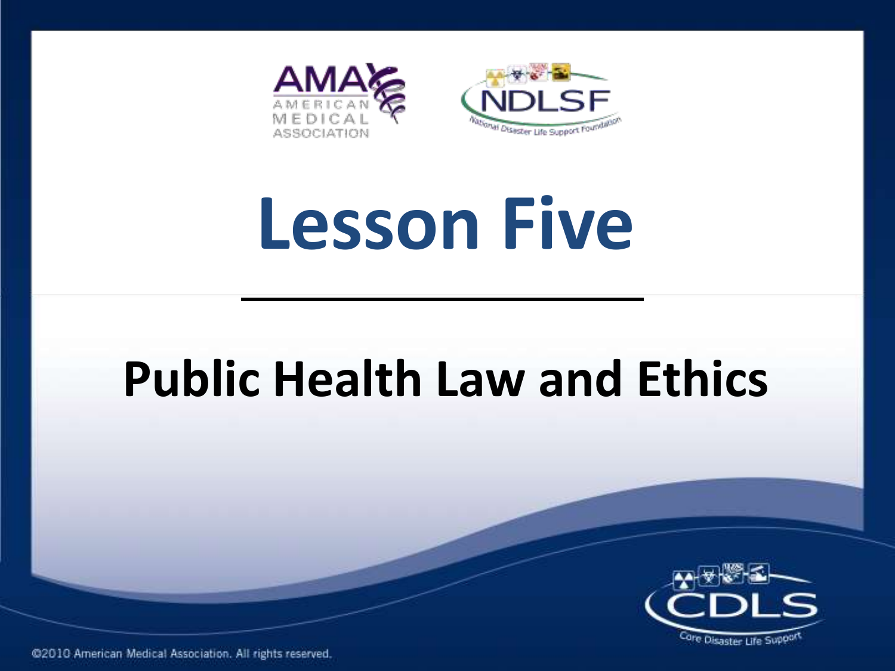# Lesson Five

## Public Health Law and Ethics

©2010 American Medical Association. All rights reserved.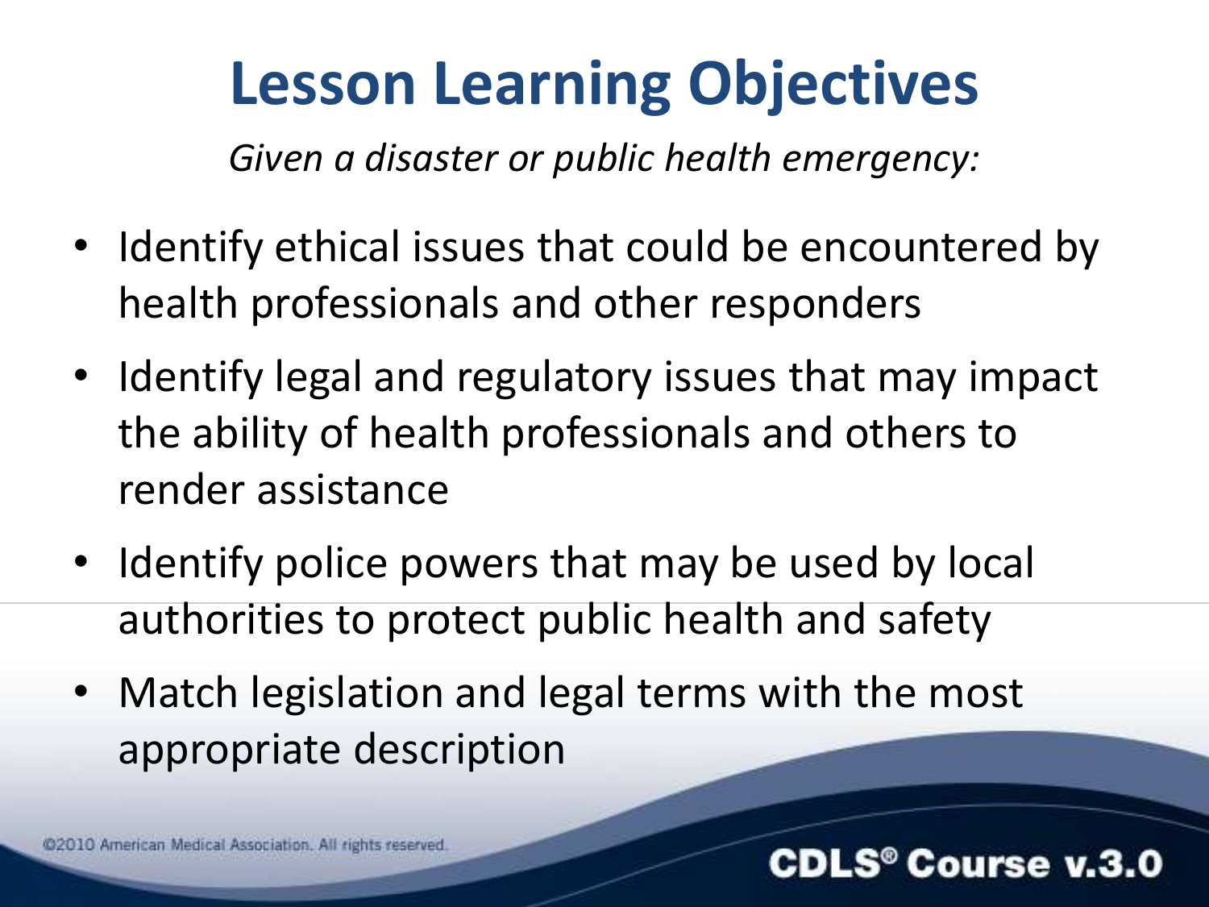# Lesson Learning Objectives

*Given a disaster or public health emergency:*

- Identify ethical issues that could be encountered by health professionals and other responders
- Identify legal and regulatory issues that may impact the ability of health professionals and others to render assistance
- Identify police powers that may be used by local authorities to protect public health and safety
- Match legislation and legal terms with the most appropriate description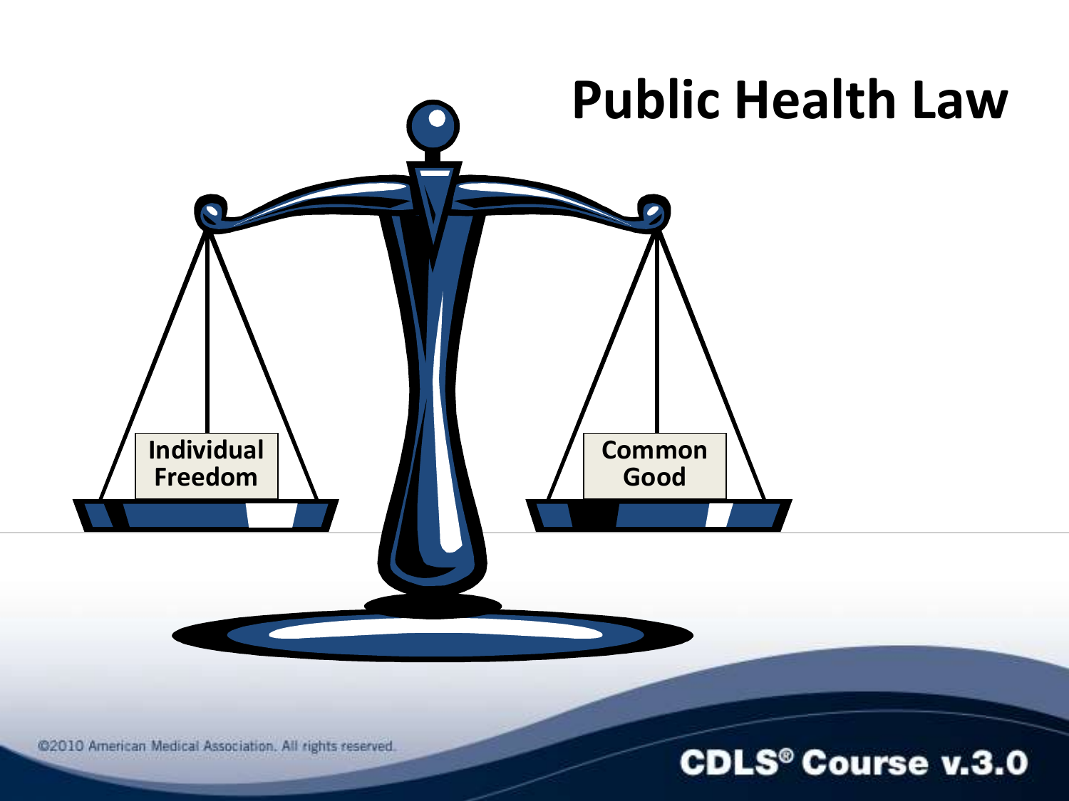# Public Health Law

Individual Freedom

Common Good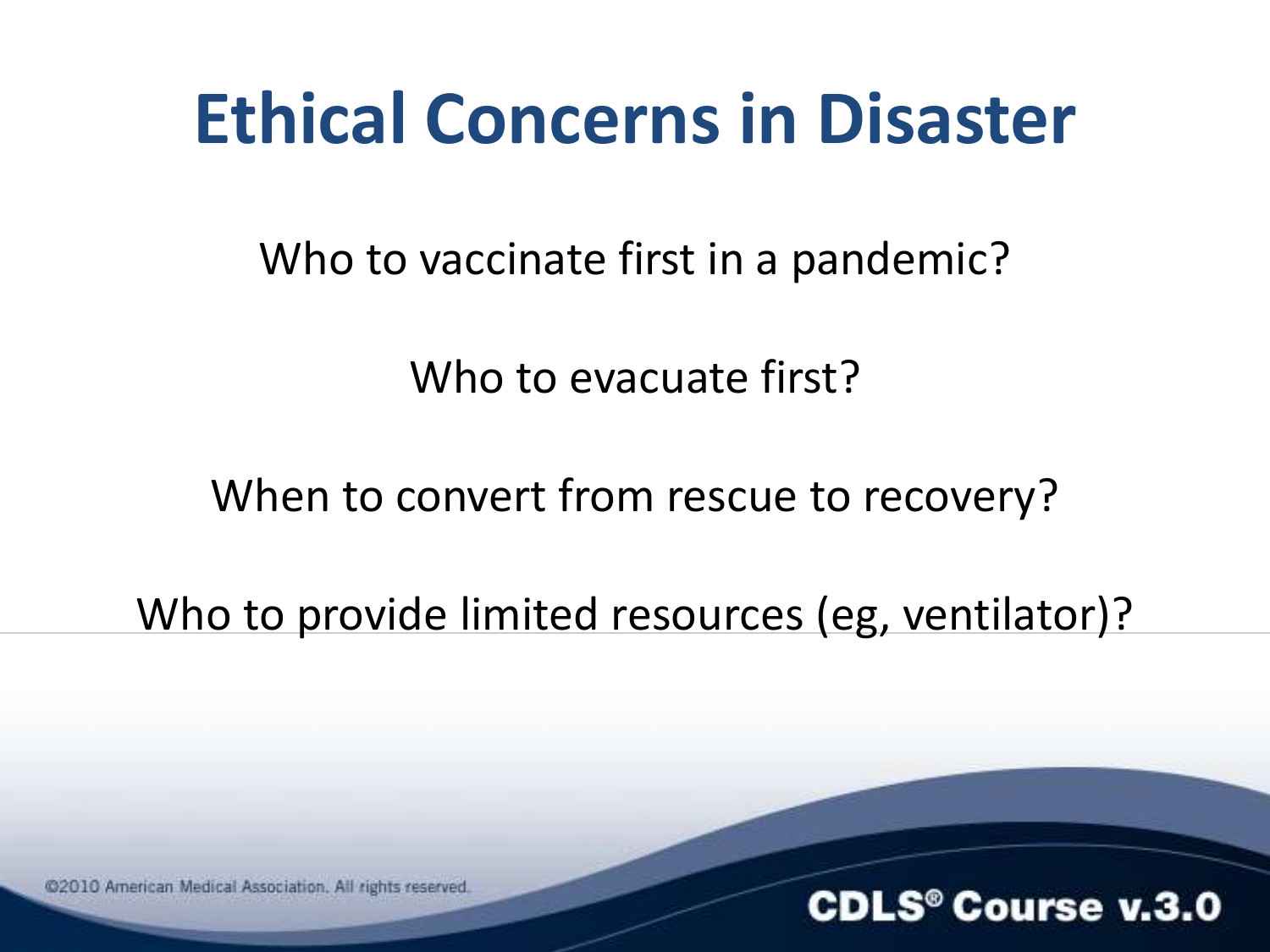# Ethical Concerns in Disaster

Who to vaccinate first in a pandemic?

Who to evacuate first?

When to convert from rescue to recovery?

Who to provide limited resources (eg, ventilator)?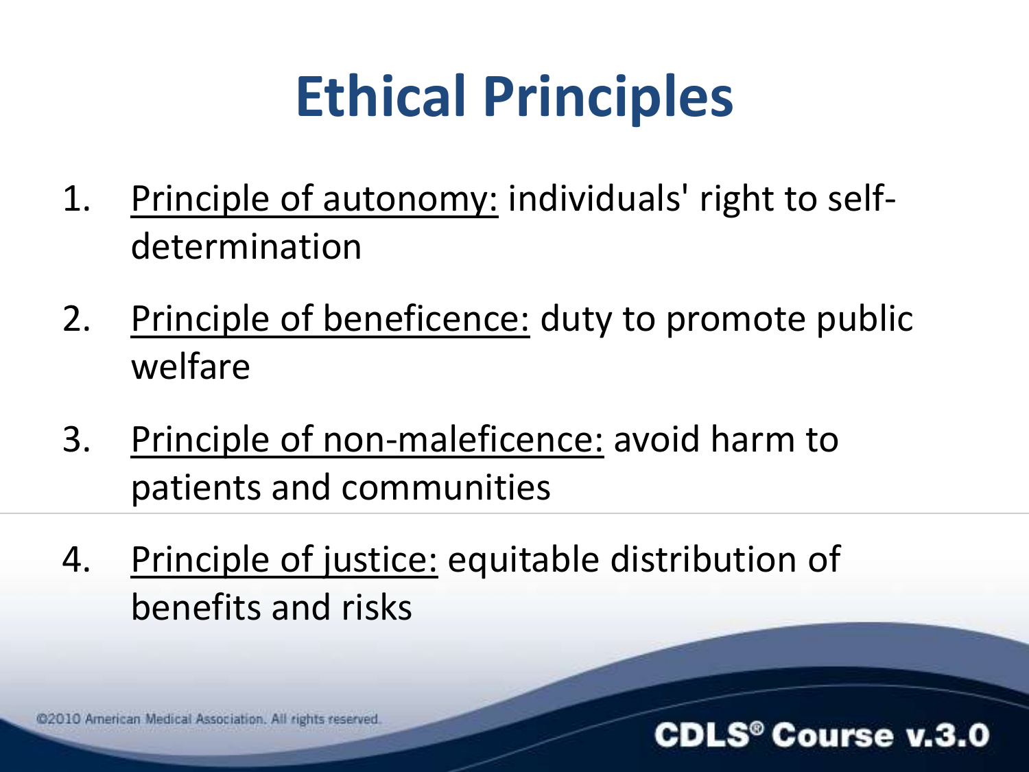# Ethical Principles

1. <u>Principle of autonomy:</u> individuals' right to self-determination
2. <u>Principle of beneficence:</u> duty to promote public welfare
3. <u>Principle of non-maleficence:</u> avoid harm to patients and communities
4. <u>Principle of justice:</u> equitable distribution of benefits and risks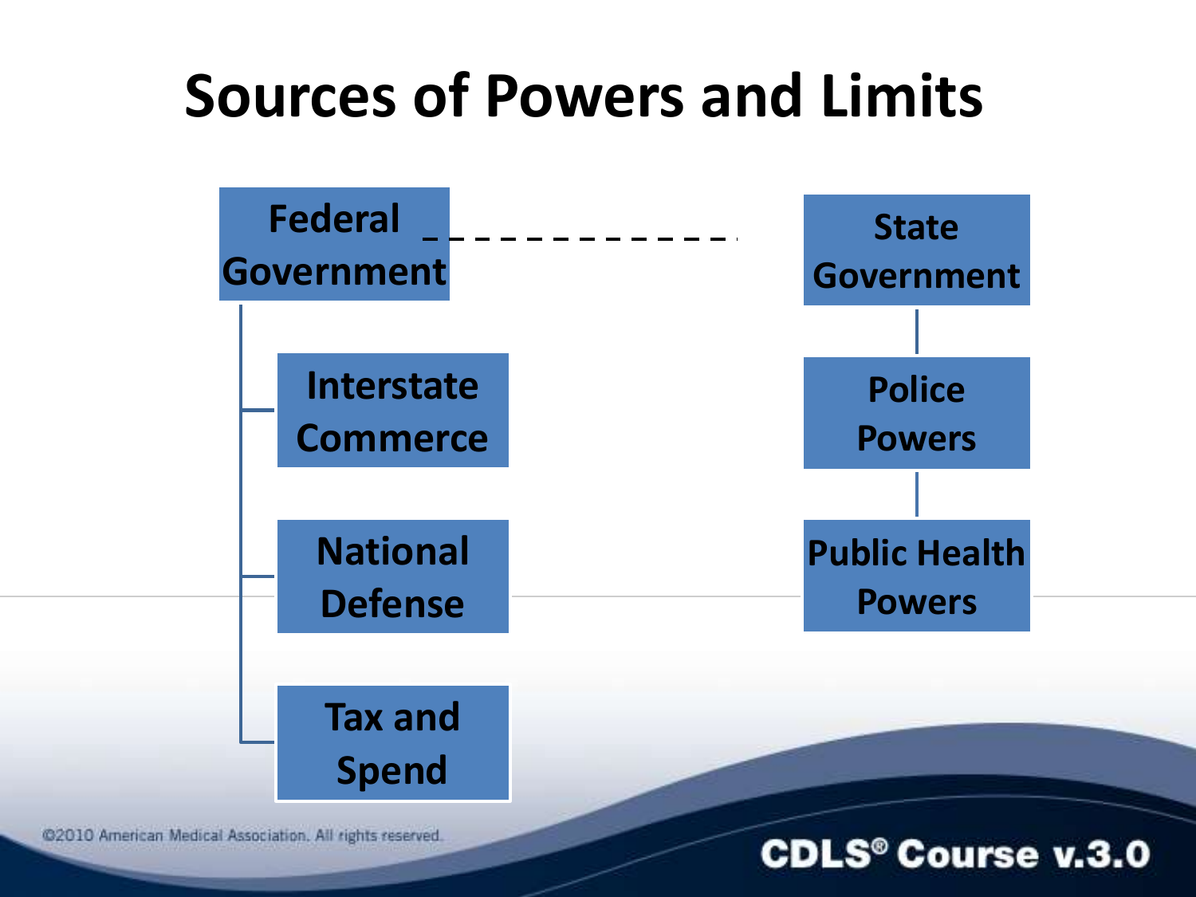# Sources of Powers and Limits

- **Federal Government**
  - Interstate Commerce
  - National Defense
  - Tax and Spend
- **State Government**
  - Police Powers
    - Public Health Powers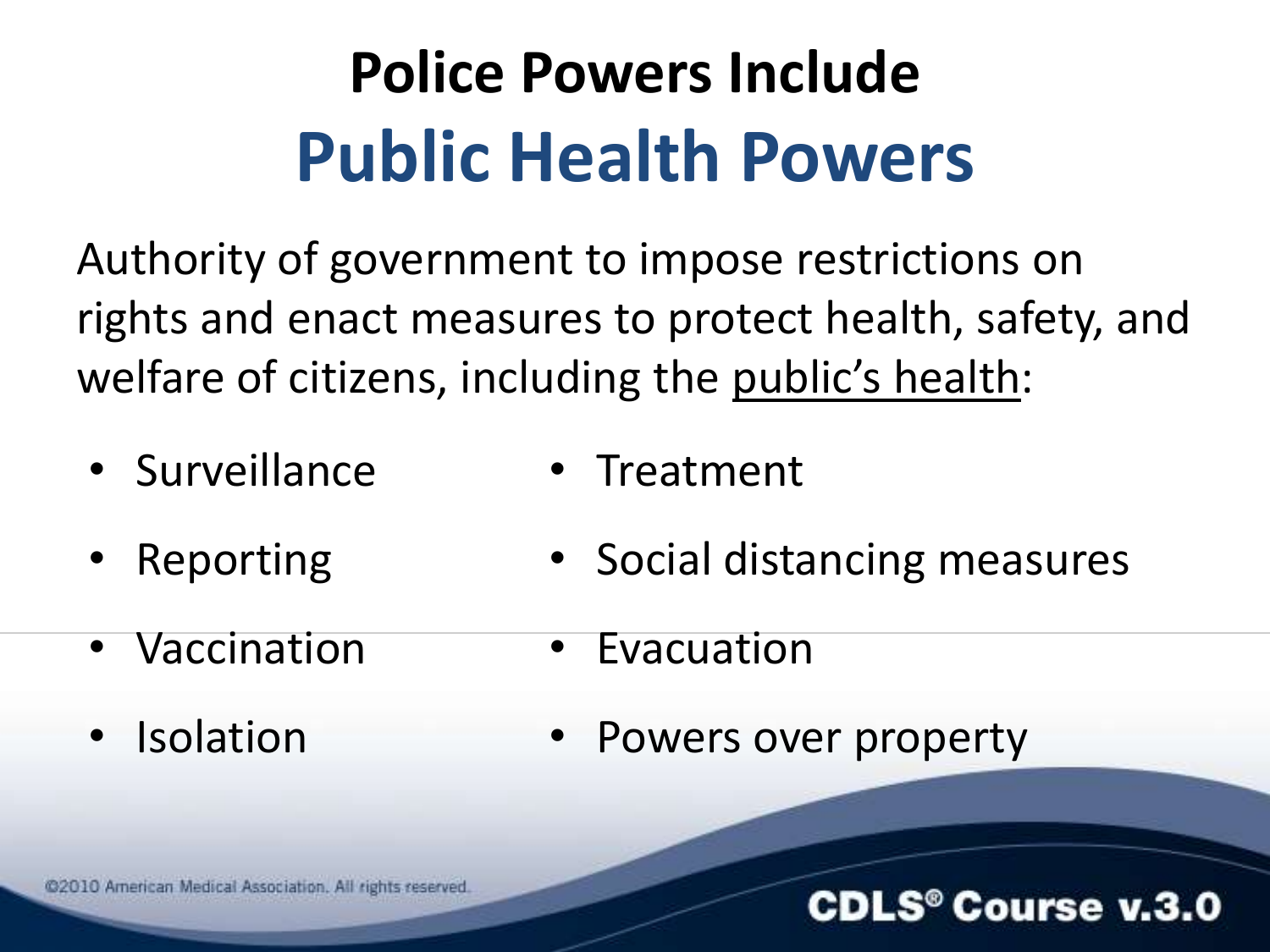# Police Powers Include
## Public Health Powers

Authority of government to impose restrictions on rights and enact measures to protect health, safety, and welfare of citizens, including the <u>public's health</u>:

- Surveillance
- Reporting
- Vaccination
- Isolation
- Treatment
- Social distancing measures
- Evacuation
- Powers over property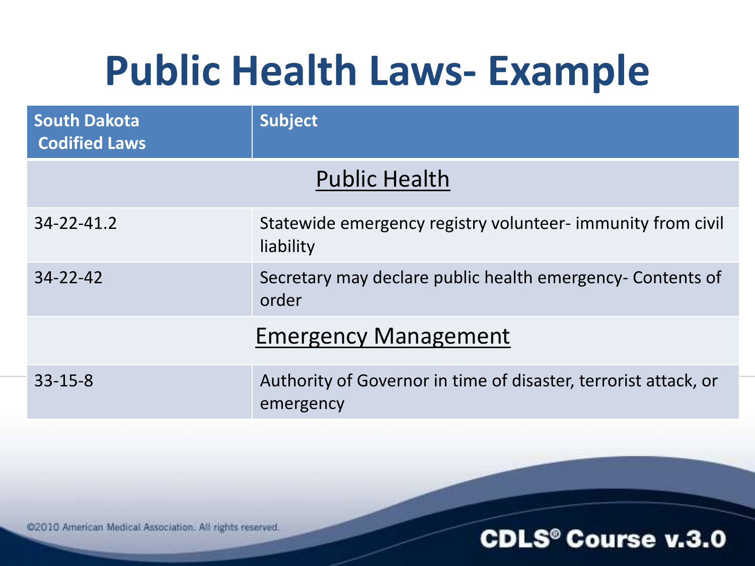# Public Health Laws- Example

| South Dakota Codified Laws | Subject |
| --- | --- |
| Public Health | |
| 34-22-41.2 | Statewide emergency registry volunteer- immunity from civil liability |
| 34-22-42 | Secretary may declare public health emergency- Contents of order |
| Emergency Management | |
| 33-15-8 | Authority of Governor in time of disaster, terrorist attack, or emergency |

©2010 American Medical Association. All rights reserved.

CDLS® Course v.3.0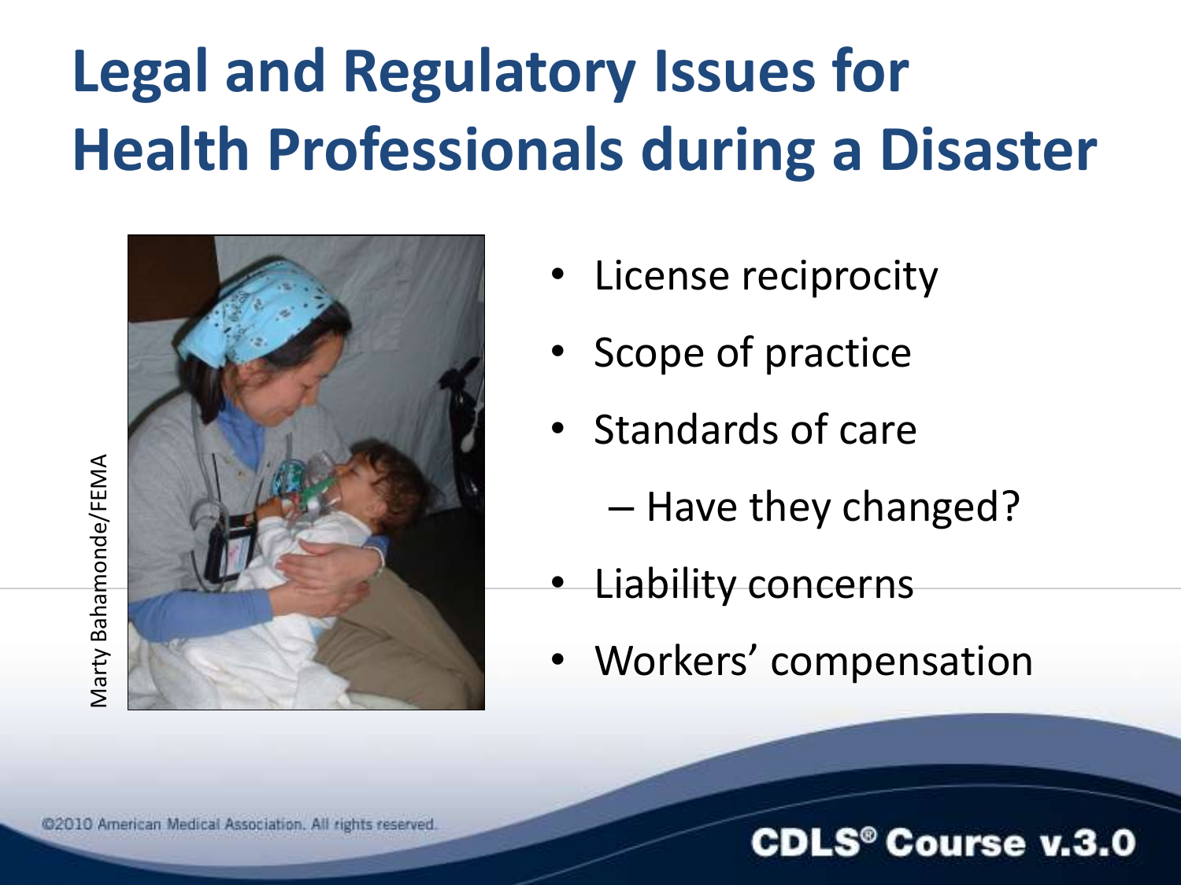# Legal and Regulatory Issues for Health Professionals during a Disaster

Marty Bahamonde/FEMA

- License reciprocity
- Scope of practice
- Standards of care
  - Have they changed?
- Liability concerns
- Workers' compensation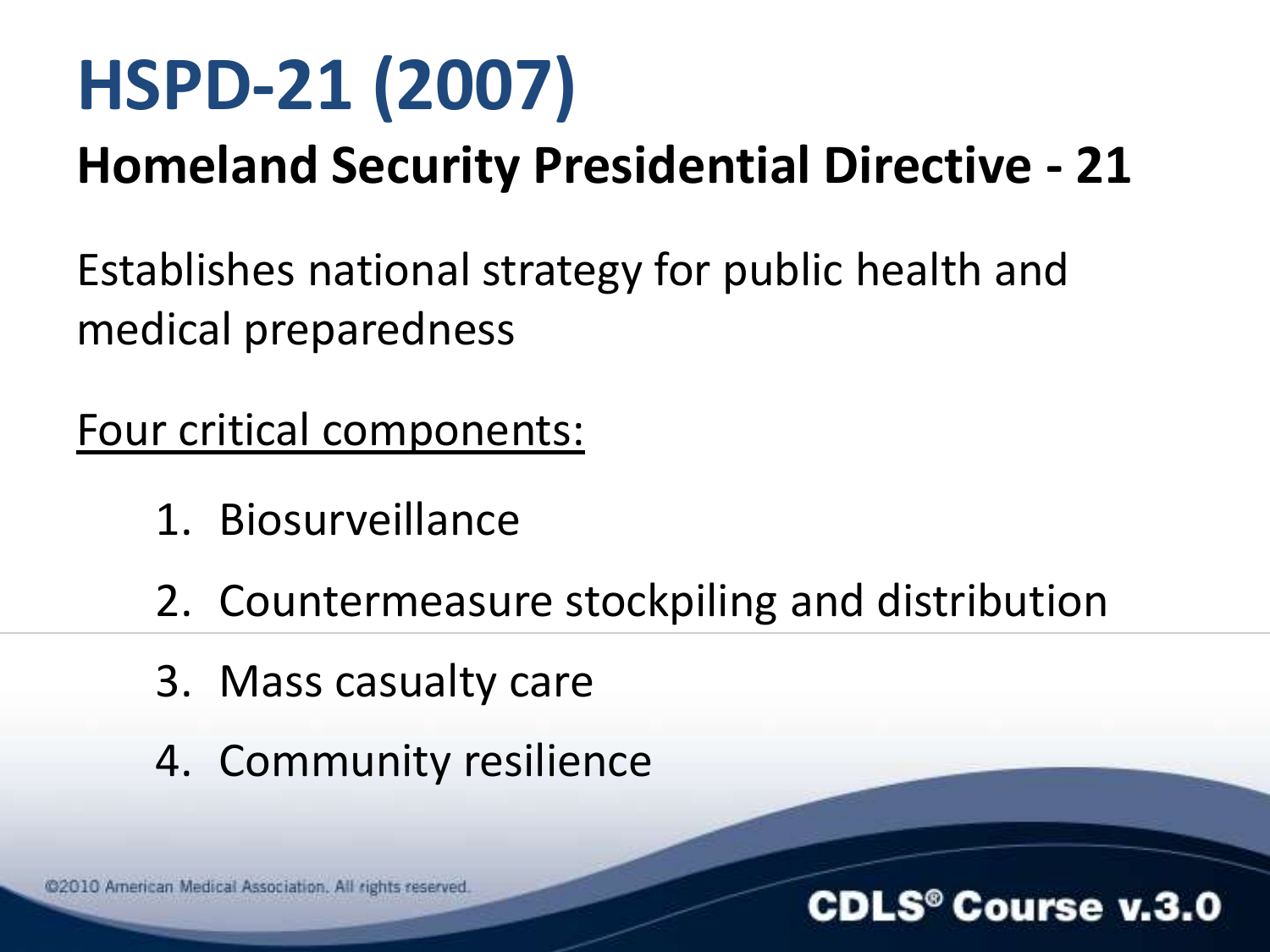# HSPD-21 (2007)

## Homeland Security Presidential Directive - 21

Establishes national strategy for public health and medical preparedness

<u>Four critical components:</u>

1. Biosurveillance
2. Countermeasure stockpiling and distribution
3. Mass casualty care
4. Community resilience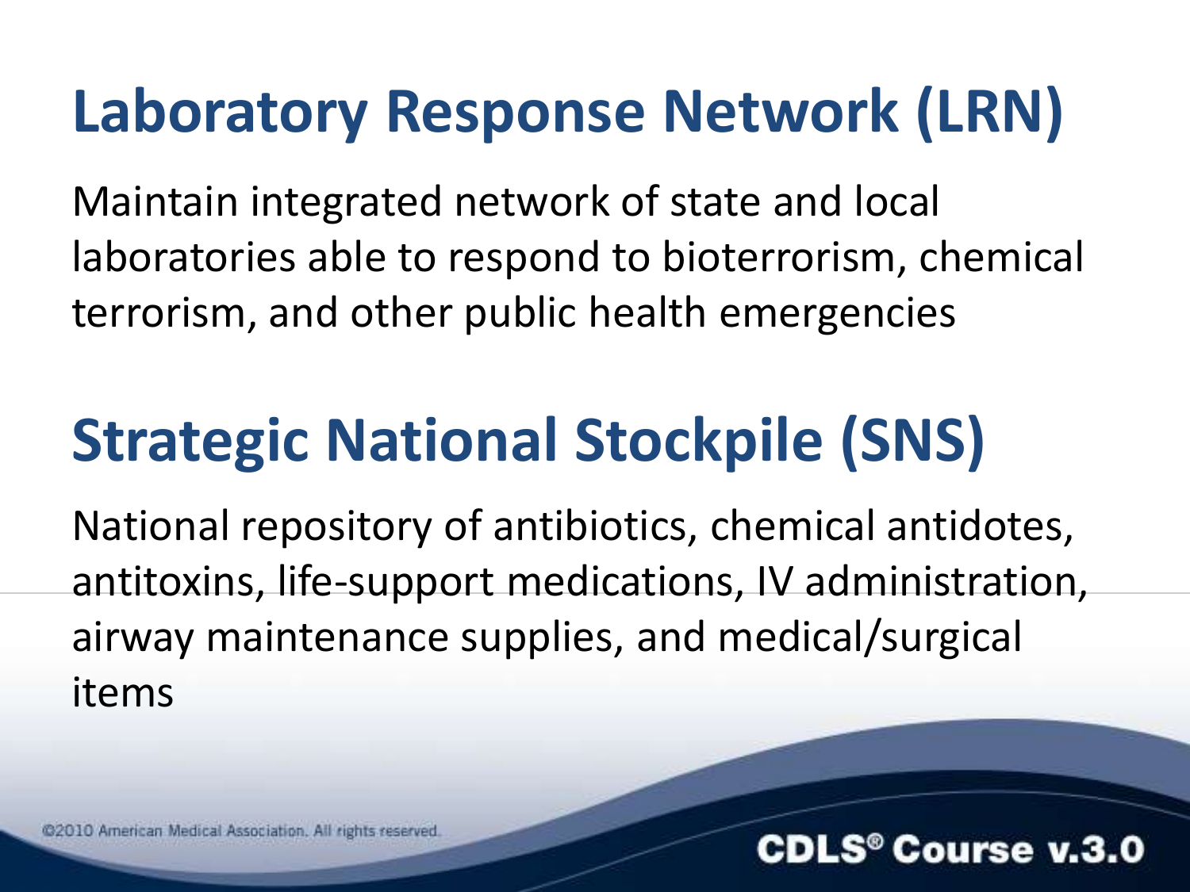# Laboratory Response Network (LRN)

Maintain integrated network of state and local laboratories able to respond to bioterrorism, chemical terrorism, and other public health emergencies

# Strategic National Stockpile (SNS)

National repository of antibiotics, chemical antidotes, antitoxins, life-support medications, IV administration, airway maintenance supplies, and medical/surgical items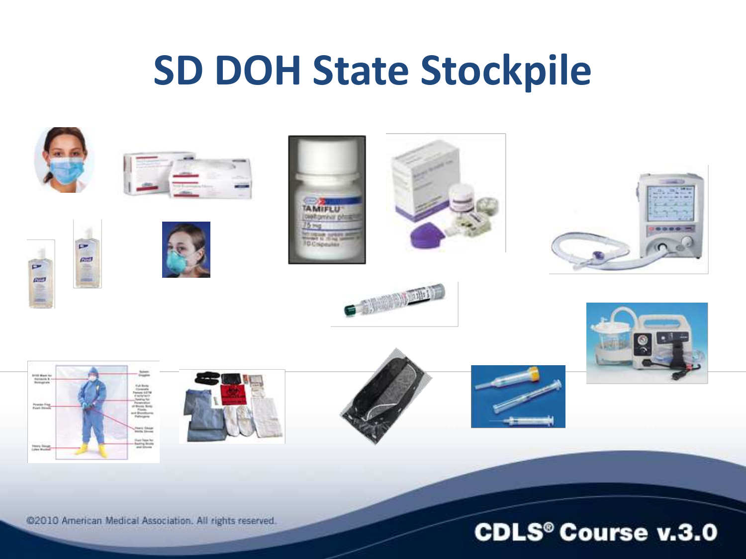# SD DOH State Stockpile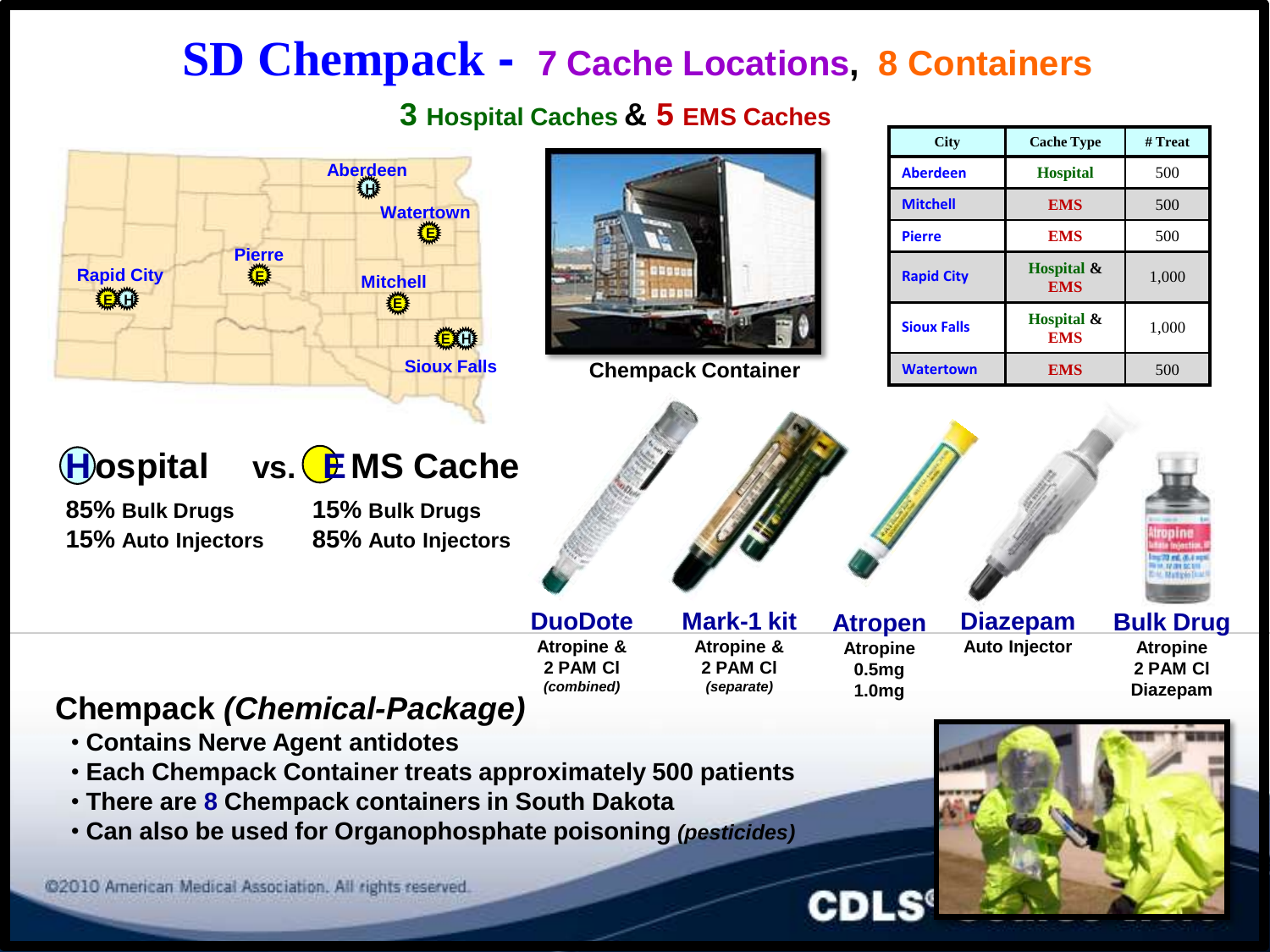# SD Chempack - 7 Cache Locations, 8 Containers

## 3 Hospital Caches & 5 EMS Caches

| City | Cache Type | # Treat |
|---|---|---|
| Aberdeen | Hospital | 500 |
| Mitchell | EMS | 500 |
| Pierre | EMS | 500 |
| Rapid City | Hospital & EMS | 1,000 |
| Sioux Falls | Hospital & EMS | 1,000 |
| Watertown | EMS | 500 |

Chempack Container

## Hospital vs. EMS Cache

| Hospital | EMS Cache |
|---|---|
| 85% Bulk Drugs | 15% Bulk Drugs |
| 15% Auto Injectors | 85% Auto Injectors |

**DuoDote**
Atropine & 2 PAM Cl *(combined)*

**Mark-1 kit**
Atropine & 2 PAM Cl *(separate)*

**Atropen**
Atropine 0.5mg 1.0mg

**Diazepam**
Auto Injector

**Bulk Drug**
Atropine 2 PAM Cl Diazepam

## Chempack *(Chemical-Package)*

- Contains Nerve Agent antidotes
- Each Chempack Container treats approximately 500 patients
- There are 8 Chempack containers in South Dakota
- Can also be used for Organophosphate poisoning *(pesticides)*

©2010 American Medical Association. All rights reserved.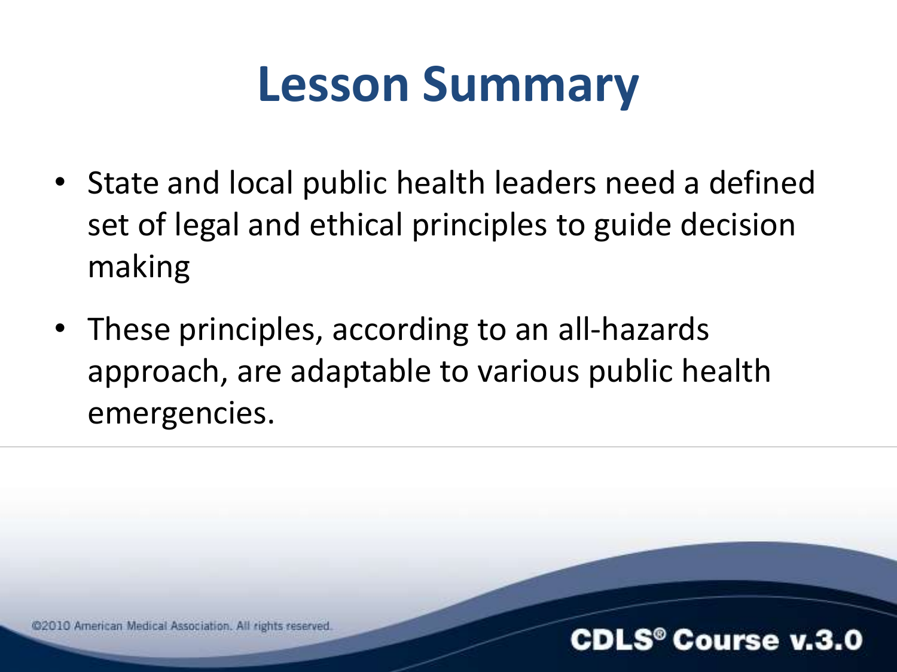# Lesson Summary

- State and local public health leaders need a defined set of legal and ethical principles to guide decision making
- These principles, according to an all-hazards approach, are adaptable to various public health emergencies.